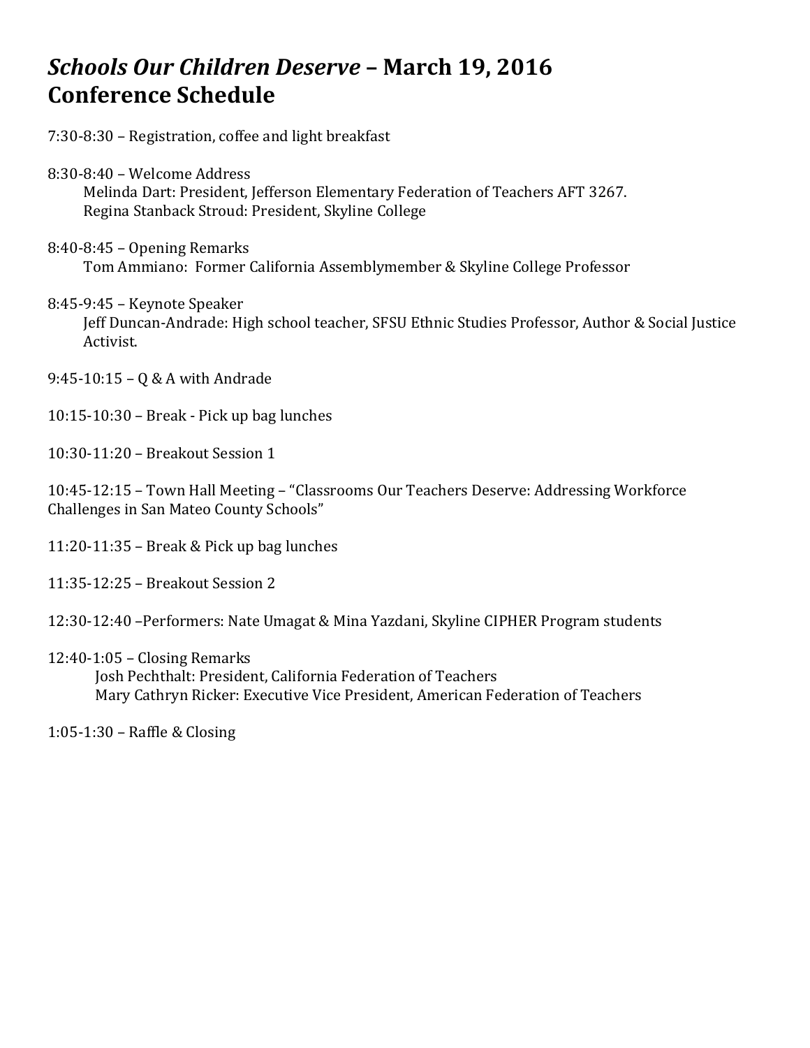# *Schools Our Children Deserve* – March 19, 2016
# Conference Schedule

7:30-8:30 – Registration, coffee and light breakfast

8:30-8:40 – Welcome Address
Melinda Dart: President, Jefferson Elementary Federation of Teachers AFT 3267.
Regina Stanback Stroud: President, Skyline College

8:40-8:45 – Opening Remarks
Tom Ammiano: Former California Assemblymember & Skyline College Professor

8:45-9:45 – Keynote Speaker
Jeff Duncan-Andrade: High school teacher, SFSU Ethnic Studies Professor, Author & Social Justice Activist.

9:45-10:15 – Q & A with Andrade

10:15-10:30 – Break - Pick up bag lunches

10:30-11:20 – Breakout Session 1

10:45-12:15 – Town Hall Meeting – "Classrooms Our Teachers Deserve: Addressing Workforce Challenges in San Mateo County Schools"

11:20-11:35 – Break & Pick up bag lunches

11:35-12:25 – Breakout Session 2

12:30-12:40 –Performers: Nate Umagat & Mina Yazdani, Skyline CIPHER Program students

12:40-1:05 – Closing Remarks
Josh Pechthalt: President, California Federation of Teachers
Mary Cathryn Ricker: Executive Vice President, American Federation of Teachers

1:05-1:30 – Raffle & Closing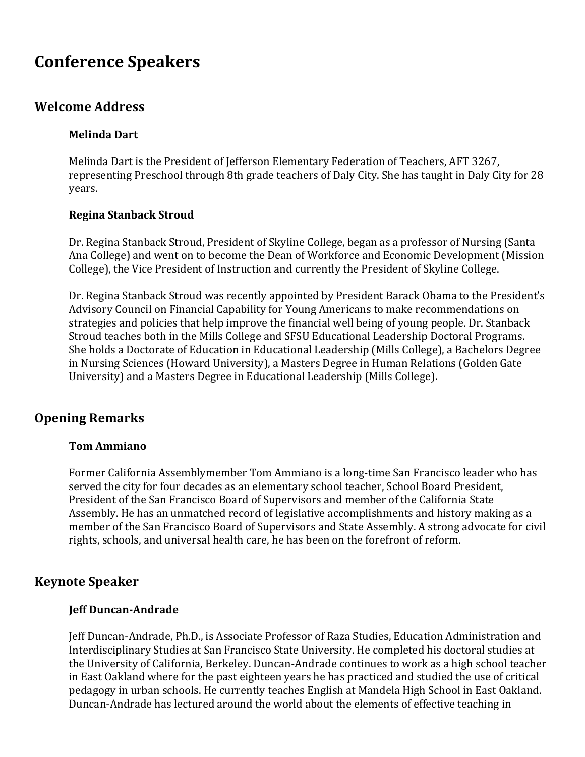# Conference Speakers

## Welcome Address

### Melinda Dart

Melinda Dart is the President of Jefferson Elementary Federation of Teachers, AFT 3267, representing Preschool through 8th grade teachers of Daly City. She has taught in Daly City for 28 years.

### Regina Stanback Stroud

Dr. Regina Stanback Stroud, President of Skyline College, began as a professor of Nursing (Santa Ana College) and went on to become the Dean of Workforce and Economic Development (Mission College), the Vice President of Instruction and currently the President of Skyline College.

Dr. Regina Stanback Stroud was recently appointed by President Barack Obama to the President's Advisory Council on Financial Capability for Young Americans to make recommendations on strategies and policies that help improve the financial well being of young people. Dr. Stanback Stroud teaches both in the Mills College and SFSU Educational Leadership Doctoral Programs. She holds a Doctorate of Education in Educational Leadership (Mills College), a Bachelors Degree in Nursing Sciences (Howard University), a Masters Degree in Human Relations (Golden Gate University) and a Masters Degree in Educational Leadership (Mills College).

## Opening Remarks

### Tom Ammiano

Former California Assemblymember Tom Ammiano is a long-time San Francisco leader who has served the city for four decades as an elementary school teacher, School Board President, President of the San Francisco Board of Supervisors and member of the California State Assembly. He has an unmatched record of legislative accomplishments and history making as a member of the San Francisco Board of Supervisors and State Assembly. A strong advocate for civil rights, schools, and universal health care, he has been on the forefront of reform.

## Keynote Speaker

### Jeff Duncan-Andrade

Jeff Duncan-Andrade, Ph.D., is Associate Professor of Raza Studies, Education Administration and Interdisciplinary Studies at San Francisco State University. He completed his doctoral studies at the University of California, Berkeley. Duncan-Andrade continues to work as a high school teacher in East Oakland where for the past eighteen years he has practiced and studied the use of critical pedagogy in urban schools. He currently teaches English at Mandela High School in East Oakland. Duncan-Andrade has lectured around the world about the elements of effective teaching in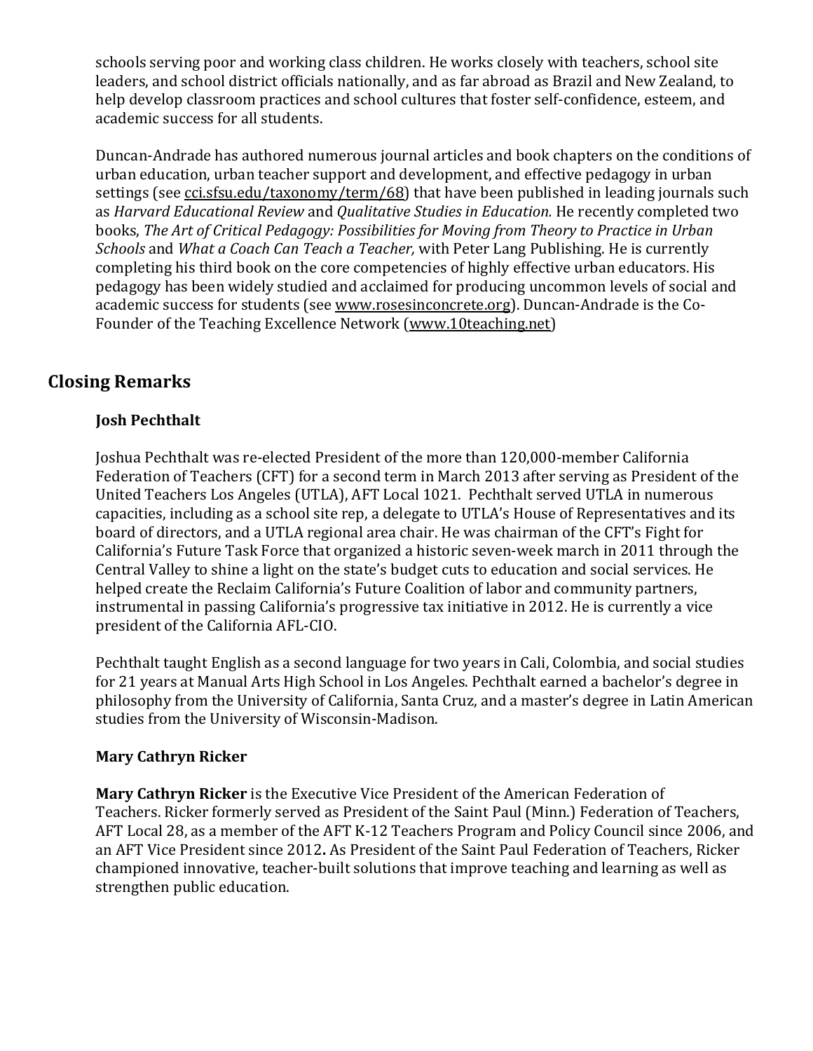schools serving poor and working class children. He works closely with teachers, school site leaders, and school district officials nationally, and as far abroad as Brazil and New Zealand, to help develop classroom practices and school cultures that foster self-confidence, esteem, and academic success for all students.

Duncan-Andrade has authored numerous journal articles and book chapters on the conditions of urban education, urban teacher support and development, and effective pedagogy in urban settings (see cci.sfsu.edu/taxonomy/term/68) that have been published in leading journals such as *Harvard Educational Review* and *Qualitative Studies in Education.* He recently completed two books, *The Art of Critical Pedagogy: Possibilities for Moving from Theory to Practice in Urban Schools* and *What a Coach Can Teach a Teacher,* with Peter Lang Publishing. He is currently completing his third book on the core competencies of highly effective urban educators. His pedagogy has been widely studied and acclaimed for producing uncommon levels of social and academic success for students (see www.rosesinconcrete.org). Duncan-Andrade is the Co-Founder of the Teaching Excellence Network (www.10teaching.net)

## Closing Remarks

### Josh Pechthalt

Joshua Pechthalt was re-elected President of the more than 120,000-member California Federation of Teachers (CFT) for a second term in March 2013 after serving as President of the United Teachers Los Angeles (UTLA), AFT Local 1021. Pechthalt served UTLA in numerous capacities, including as a school site rep, a delegate to UTLA's House of Representatives and its board of directors, and a UTLA regional area chair. He was chairman of the CFT's Fight for California's Future Task Force that organized a historic seven-week march in 2011 through the Central Valley to shine a light on the state's budget cuts to education and social services. He helped create the Reclaim California's Future Coalition of labor and community partners, instrumental in passing California's progressive tax initiative in 2012. He is currently a vice president of the California AFL-CIO.

Pechthalt taught English as a second language for two years in Cali, Colombia, and social studies for 21 years at Manual Arts High School in Los Angeles. Pechthalt earned a bachelor's degree in philosophy from the University of California, Santa Cruz, and a master's degree in Latin American studies from the University of Wisconsin-Madison.

### Mary Cathryn Ricker

**Mary Cathryn Ricker** is the Executive Vice President of the American Federation of Teachers. Ricker formerly served as President of the Saint Paul (Minn.) Federation of Teachers, AFT Local 28, as a member of the AFT K-12 Teachers Program and Policy Council since 2006, and an AFT Vice President since 2012**.** As President of the Saint Paul Federation of Teachers, Ricker championed innovative, teacher-built solutions that improve teaching and learning as well as strengthen public education.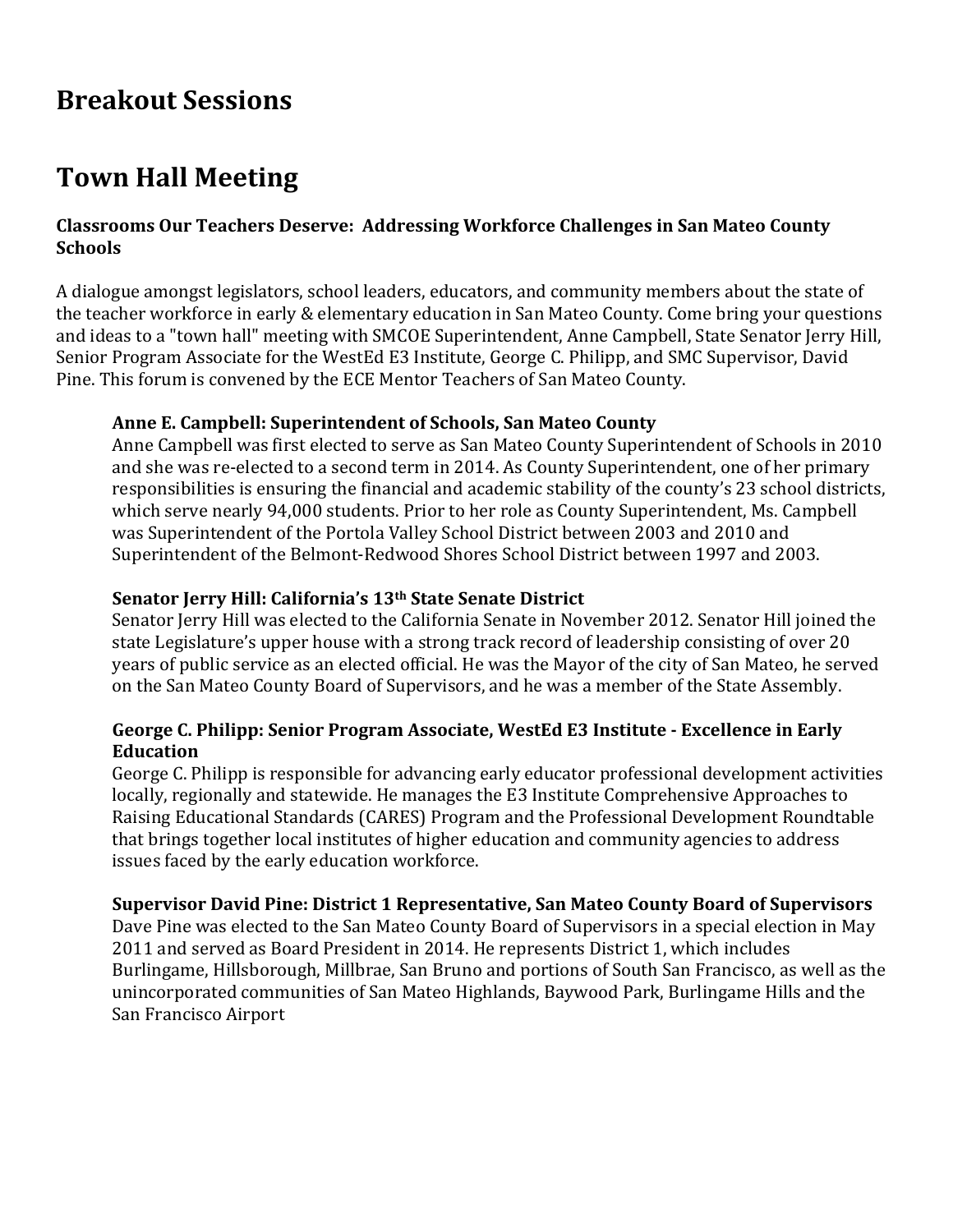# Breakout Sessions

# Town Hall Meeting

### Classrooms Our Teachers Deserve: Addressing Workforce Challenges in San Mateo County Schools

A dialogue amongst legislators, school leaders, educators, and community members about the state of the teacher workforce in early & elementary education in San Mateo County. Come bring your questions and ideas to a "town hall" meeting with SMCOE Superintendent, Anne Campbell, State Senator Jerry Hill, Senior Program Associate for the WestEd E3 Institute, George C. Philipp, and SMC Supervisor, David Pine. This forum is convened by the ECE Mentor Teachers of San Mateo County.

**Anne E. Campbell: Superintendent of Schools, San Mateo County**

Anne Campbell was first elected to serve as San Mateo County Superintendent of Schools in 2010 and she was re-elected to a second term in 2014. As County Superintendent, one of her primary responsibilities is ensuring the financial and academic stability of the county's 23 school districts, which serve nearly 94,000 students. Prior to her role as County Superintendent, Ms. Campbell was Superintendent of the Portola Valley School District between 2003 and 2010 and Superintendent of the Belmont-Redwood Shores School District between 1997 and 2003.

**Senator Jerry Hill: California's 13th State Senate District**

Senator Jerry Hill was elected to the California Senate in November 2012. Senator Hill joined the state Legislature's upper house with a strong track record of leadership consisting of over 20 years of public service as an elected official. He was the Mayor of the city of San Mateo, he served on the San Mateo County Board of Supervisors, and he was a member of the State Assembly.

**George C. Philipp: Senior Program Associate, WestEd E3 Institute - Excellence in Early Education**

George C. Philipp is responsible for advancing early educator professional development activities locally, regionally and statewide. He manages the E3 Institute Comprehensive Approaches to Raising Educational Standards (CARES) Program and the Professional Development Roundtable that brings together local institutes of higher education and community agencies to address issues faced by the early education workforce.

**Supervisor David Pine: District 1 Representative, San Mateo County Board of Supervisors**

Dave Pine was elected to the San Mateo County Board of Supervisors in a special election in May 2011 and served as Board President in 2014. He represents District 1, which includes Burlingame, Hillsborough, Millbrae, San Bruno and portions of South San Francisco, as well as the unincorporated communities of San Mateo Highlands, Baywood Park, Burlingame Hills and the San Francisco Airport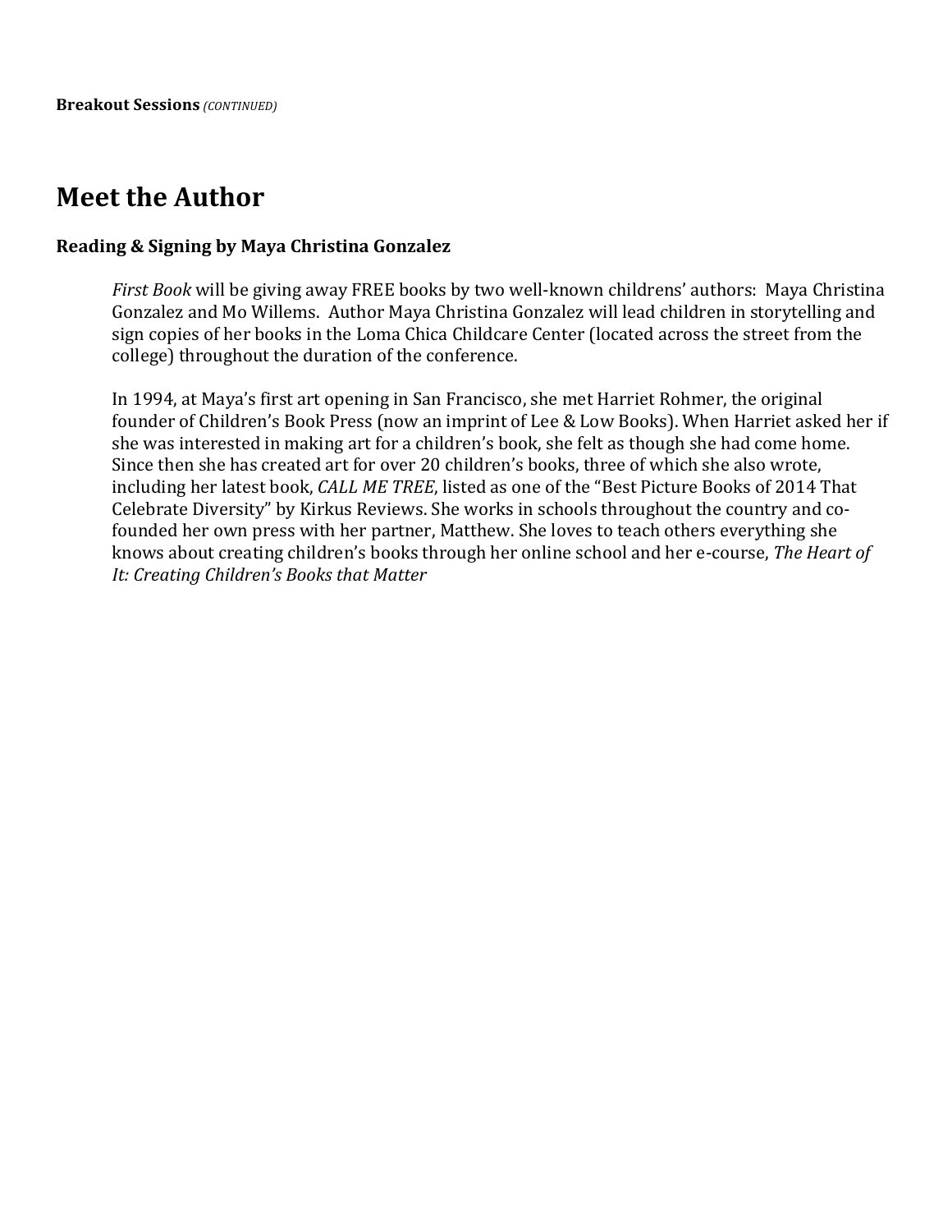**Breakout Sessions** *(CONTINUED)*

# Meet the Author

### Reading & Signing by Maya Christina Gonzalez

*First Book* will be giving away FREE books by two well-known childrens' authors: Maya Christina Gonzalez and Mo Willems. Author Maya Christina Gonzalez will lead children in storytelling and sign copies of her books in the Loma Chica Childcare Center (located across the street from the college) throughout the duration of the conference.

In 1994, at Maya's first art opening in San Francisco, she met Harriet Rohmer, the original founder of Children's Book Press (now an imprint of Lee & Low Books). When Harriet asked her if she was interested in making art for a children's book, she felt as though she had come home. Since then she has created art for over 20 children's books, three of which she also wrote, including her latest book, *CALL ME TREE*, listed as one of the "Best Picture Books of 2014 That Celebrate Diversity" by Kirkus Reviews. She works in schools throughout the country and co-founded her own press with her partner, Matthew. She loves to teach others everything she knows about creating children's books through her online school and her e-course, *The Heart of It: Creating Children's Books that Matter*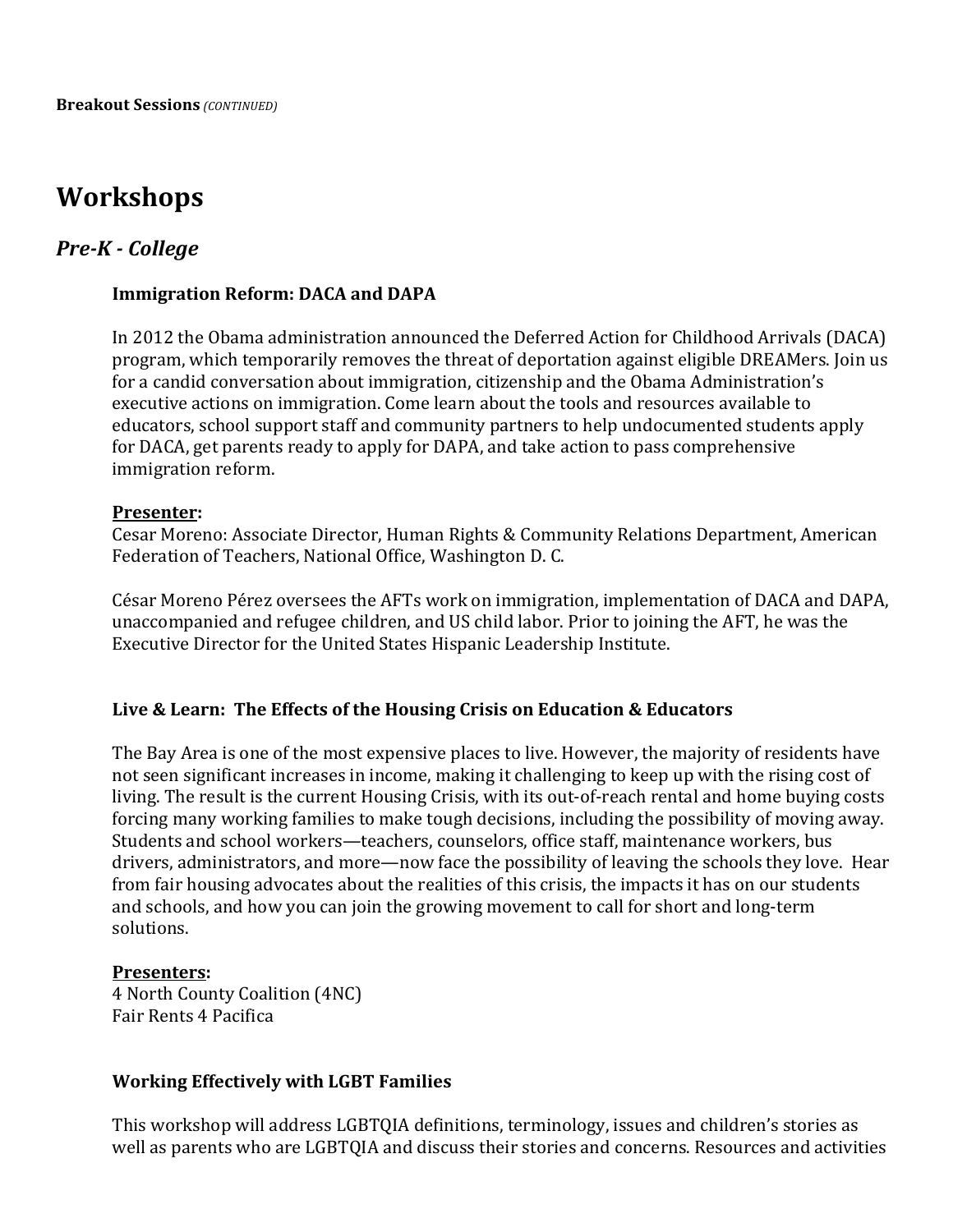**Breakout Sessions** *(CONTINUED)*

# Workshops

## *Pre-K - College*

### Immigration Reform: DACA and DAPA

In 2012 the Obama administration announced the Deferred Action for Childhood Arrivals (DACA) program, which temporarily removes the threat of deportation against eligible DREAMers. Join us for a candid conversation about immigration, citizenship and the Obama Administration's executive actions on immigration. Come learn about the tools and resources available to educators, school support staff and community partners to help undocumented students apply for DACA, get parents ready to apply for DAPA, and take action to pass comprehensive immigration reform.

**Presenter:**
Cesar Moreno: Associate Director, Human Rights & Community Relations Department, American Federation of Teachers, National Office, Washington D. C.

César Moreno Pérez oversees the AFTs work on immigration, implementation of DACA and DAPA, unaccompanied and refugee children, and US child labor. Prior to joining the AFT, he was the Executive Director for the United States Hispanic Leadership Institute.

### Live & Learn: The Effects of the Housing Crisis on Education & Educators

The Bay Area is one of the most expensive places to live. However, the majority of residents have not seen significant increases in income, making it challenging to keep up with the rising cost of living. The result is the current Housing Crisis, with its out-of-reach rental and home buying costs forcing many working families to make tough decisions, including the possibility of moving away. Students and school workers—teachers, counselors, office staff, maintenance workers, bus drivers, administrators, and more—now face the possibility of leaving the schools they love. Hear from fair housing advocates about the realities of this crisis, the impacts it has on our students and schools, and how you can join the growing movement to call for short and long-term solutions.

**Presenters:**
4 North County Coalition (4NC)
Fair Rents 4 Pacifica

### Working Effectively with LGBT Families

This workshop will address LGBTQIA definitions, terminology, issues and children's stories as well as parents who are LGBTQIA and discuss their stories and concerns. Resources and activities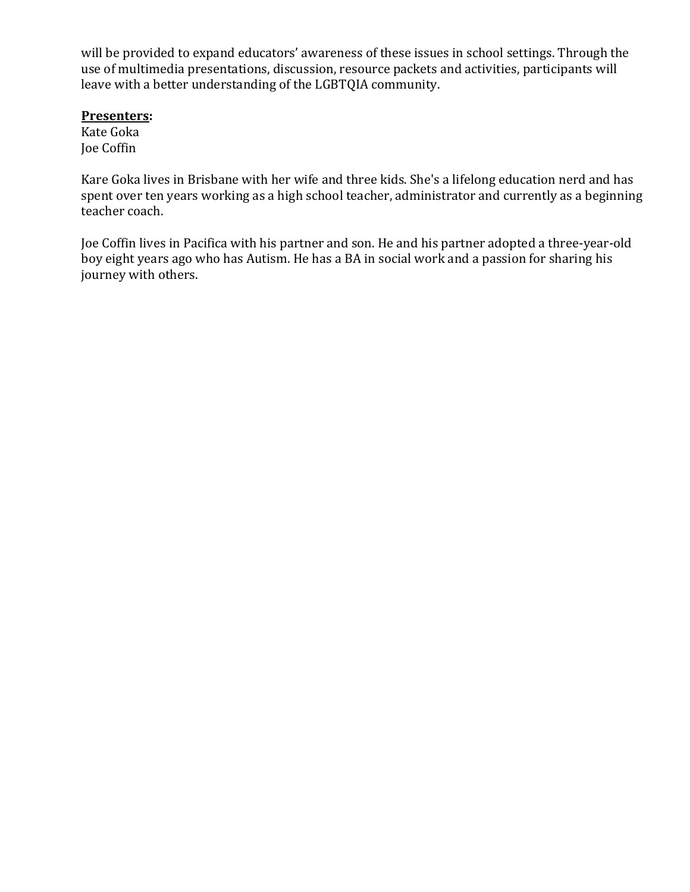will be provided to expand educators' awareness of these issues in school settings. Through the use of multimedia presentations, discussion, resource packets and activities, participants will leave with a better understanding of the LGBTQIA community.

**<u>Presenters</u>:**
Kate Goka
Joe Coffin

Kare Goka lives in Brisbane with her wife and three kids. She's a lifelong education nerd and has spent over ten years working as a high school teacher, administrator and currently as a beginning teacher coach.

Joe Coffin lives in Pacifica with his partner and son. He and his partner adopted a three-year-old boy eight years ago who has Autism. He has a BA in social work and a passion for sharing his journey with others.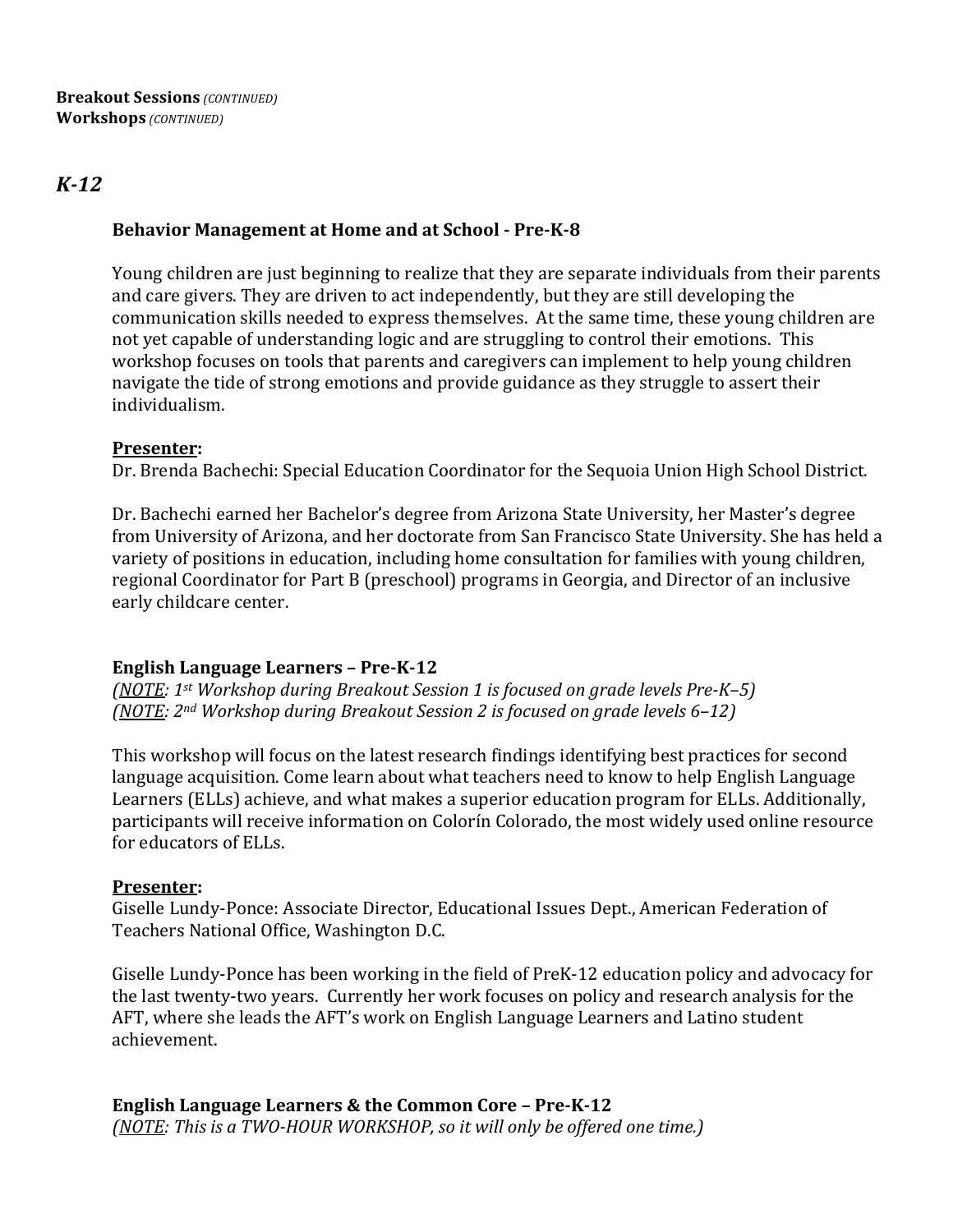**Breakout Sessions** *(CONTINUED)*
**Workshops** *(CONTINUED)*

## *K-12*

### Behavior Management at Home and at School - Pre-K-8

Young children are just beginning to realize that they are separate individuals from their parents and care givers. They are driven to act independently, but they are still developing the communication skills needed to express themselves. At the same time, these young children are not yet capable of understanding logic and are struggling to control their emotions. This workshop focuses on tools that parents and caregivers can implement to help young children navigate the tide of strong emotions and provide guidance as they struggle to assert their individualism.

**Presenter:**
Dr. Brenda Bachechi: Special Education Coordinator for the Sequoia Union High School District.

Dr. Bachechi earned her Bachelor's degree from Arizona State University, her Master's degree from University of Arizona, and her doctorate from San Francisco State University. She has held a variety of positions in education, including home consultation for families with young children, regional Coordinator for Part B (preschool) programs in Georgia, and Director of an inclusive early childcare center.

### English Language Learners – Pre-K-12

*(NOTE: 1st Workshop during Breakout Session 1 is focused on grade levels Pre-K–5)*
*(NOTE: 2nd Workshop during Breakout Session 2 is focused on grade levels 6–12)*

This workshop will focus on the latest research findings identifying best practices for second language acquisition. Come learn about what teachers need to know to help English Language Learners (ELLs) achieve, and what makes a superior education program for ELLs. Additionally, participants will receive information on Colorín Colorado, the most widely used online resource for educators of ELLs.

**Presenter:**
Giselle Lundy-Ponce: Associate Director, Educational Issues Dept., American Federation of Teachers National Office, Washington D.C.

Giselle Lundy-Ponce has been working in the field of PreK-12 education policy and advocacy for the last twenty-two years. Currently her work focuses on policy and research analysis for the AFT, where she leads the AFT's work on English Language Learners and Latino student achievement.

### English Language Learners & the Common Core – Pre-K-12

*(NOTE: This is a TWO-HOUR WORKSHOP, so it will only be offered one time.)*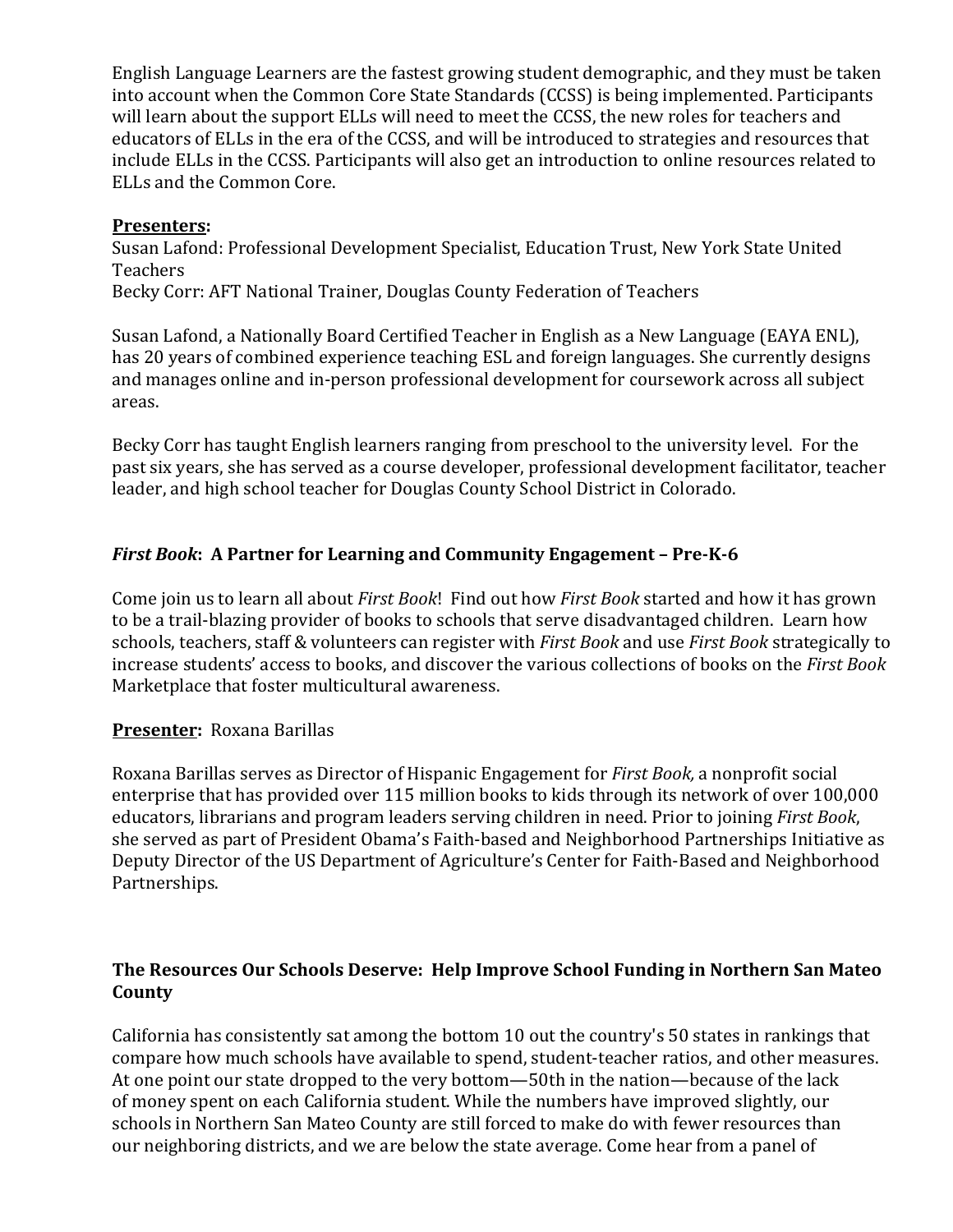English Language Learners are the fastest growing student demographic, and they must be taken into account when the Common Core State Standards (CCSS) is being implemented. Participants will learn about the support ELLs will need to meet the CCSS, the new roles for teachers and educators of ELLs in the era of the CCSS, and will be introduced to strategies and resources that include ELLs in the CCSS. Participants will also get an introduction to online resources related to ELLs and the Common Core.

**Presenters:**
Susan Lafond: Professional Development Specialist, Education Trust, New York State United Teachers
Becky Corr: AFT National Trainer, Douglas County Federation of Teachers

Susan Lafond, a Nationally Board Certified Teacher in English as a New Language (EAYA ENL), has 20 years of combined experience teaching ESL and foreign languages. She currently designs and manages online and in-person professional development for coursework across all subject areas.

Becky Corr has taught English learners ranging from preschool to the university level. For the past six years, she has served as a course developer, professional development facilitator, teacher leader, and high school teacher for Douglas County School District in Colorado.

### ***First Book*: A Partner for Learning and Community Engagement – Pre-K-6**

Come join us to learn all about *First Book*! Find out how *First Book* started and how it has grown to be a trail-blazing provider of books to schools that serve disadvantaged children. Learn how schools, teachers, staff & volunteers can register with *First Book* and use *First Book* strategically to increase students' access to books, and discover the various collections of books on the *First Book* Marketplace that foster multicultural awareness.

**Presenter:** Roxana Barillas

Roxana Barillas serves as Director of Hispanic Engagement for *First Book,* a nonprofit social enterprise that has provided over 115 million books to kids through its network of over 100,000 educators, librarians and program leaders serving children in need. Prior to joining *First Book*, she served as part of President Obama's Faith-based and Neighborhood Partnerships Initiative as Deputy Director of the US Department of Agriculture's Center for Faith-Based and Neighborhood Partnerships.

### **The Resources Our Schools Deserve: Help Improve School Funding in Northern San Mateo County**

California has consistently sat among the bottom 10 out the country's 50 states in rankings that compare how much schools have available to spend, student-teacher ratios, and other measures. At one point our state dropped to the very bottom—50th in the nation—because of the lack of money spent on each California student. While the numbers have improved slightly, our schools in Northern San Mateo County are still forced to make do with fewer resources than our neighboring districts, and we are below the state average. Come hear from a panel of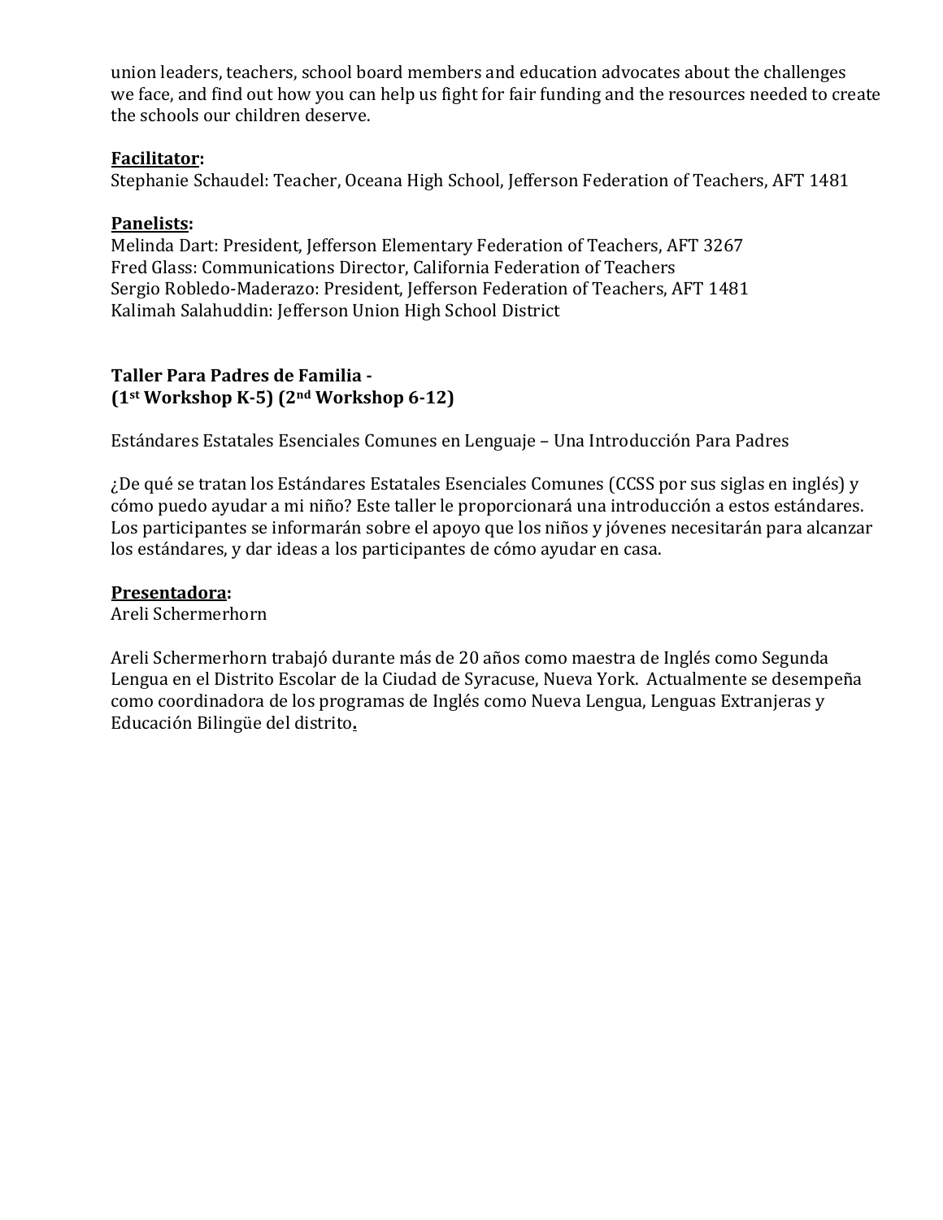union leaders, teachers, school board members and education advocates about the challenges we face, and find out how you can help us fight for fair funding and the resources needed to create the schools our children deserve.

**Facilitator:**
Stephanie Schaudel: Teacher, Oceana High School, Jefferson Federation of Teachers, AFT 1481

**Panelists:**
Melinda Dart: President, Jefferson Elementary Federation of Teachers, AFT 3267
Fred Glass: Communications Director, California Federation of Teachers
Sergio Robledo-Maderazo: President, Jefferson Federation of Teachers, AFT 1481
Kalimah Salahuddin: Jefferson Union High School District

**Taller Para Padres de Familia -**
**(1st Workshop K-5) (2nd Workshop 6-12)**

Estándares Estatales Esenciales Comunes en Lenguaje – Una Introducción Para Padres

¿De qué se tratan los Estándares Estatales Esenciales Comunes (CCSS por sus siglas en inglés) y cómo puedo ayudar a mi niño? Este taller le proporcionará una introducción a estos estándares. Los participantes se informarán sobre el apoyo que los niños y jóvenes necesitarán para alcanzar los estándares, y dar ideas a los participantes de cómo ayudar en casa.

**Presentadora:**
Areli Schermerhorn

Areli Schermerhorn trabajó durante más de 20 años como maestra de Inglés como Segunda Lengua en el Distrito Escolar de la Ciudad de Syracuse, Nueva York. Actualmente se desempeña como coordinadora de los programas de Inglés como Nueva Lengua, Lenguas Extranjeras y Educación Bilingüe del distrito.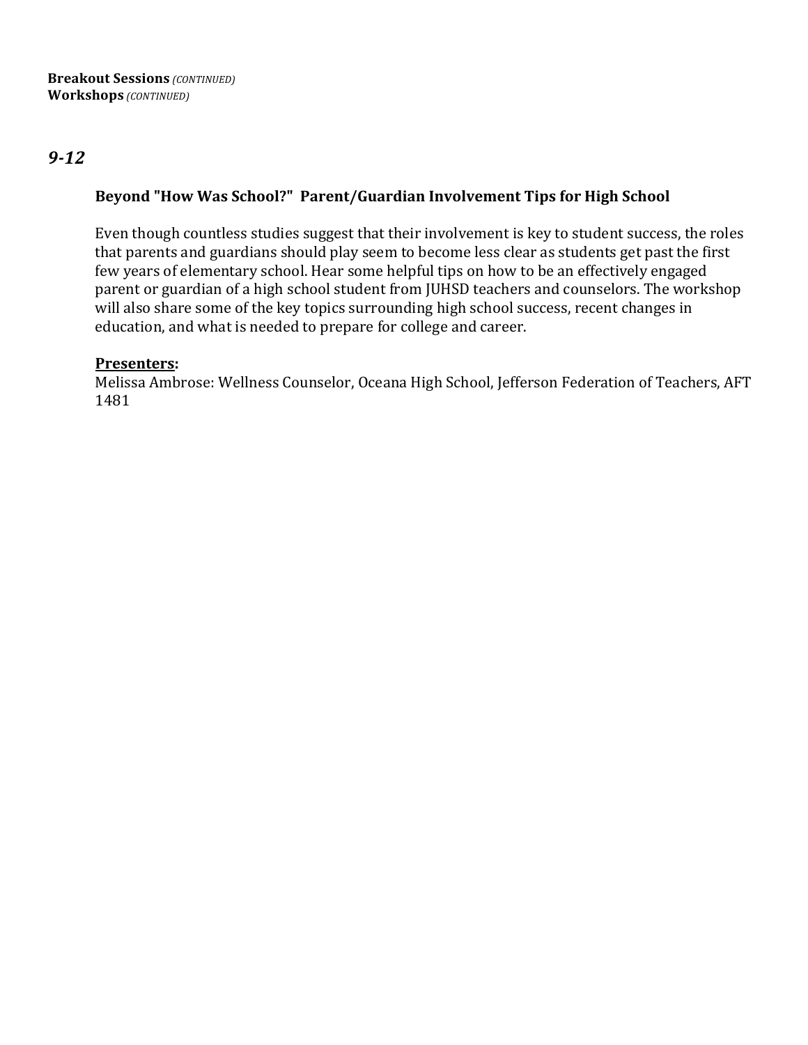**Breakout Sessions** *(CONTINUED)*
**Workshops** *(CONTINUED)*

## *9-12*

### Beyond "How Was School?" Parent/Guardian Involvement Tips for High School

Even though countless studies suggest that their involvement is key to student success, the roles that parents and guardians should play seem to become less clear as students get past the first few years of elementary school. Hear some helpful tips on how to be an effectively engaged parent or guardian of a high school student from JUHSD teachers and counselors. The workshop will also share some of the key topics surrounding high school success, recent changes in education, and what is needed to prepare for college and career.

**<u>Presenters</u>:**
Melissa Ambrose: Wellness Counselor, Oceana High School, Jefferson Federation of Teachers, AFT 1481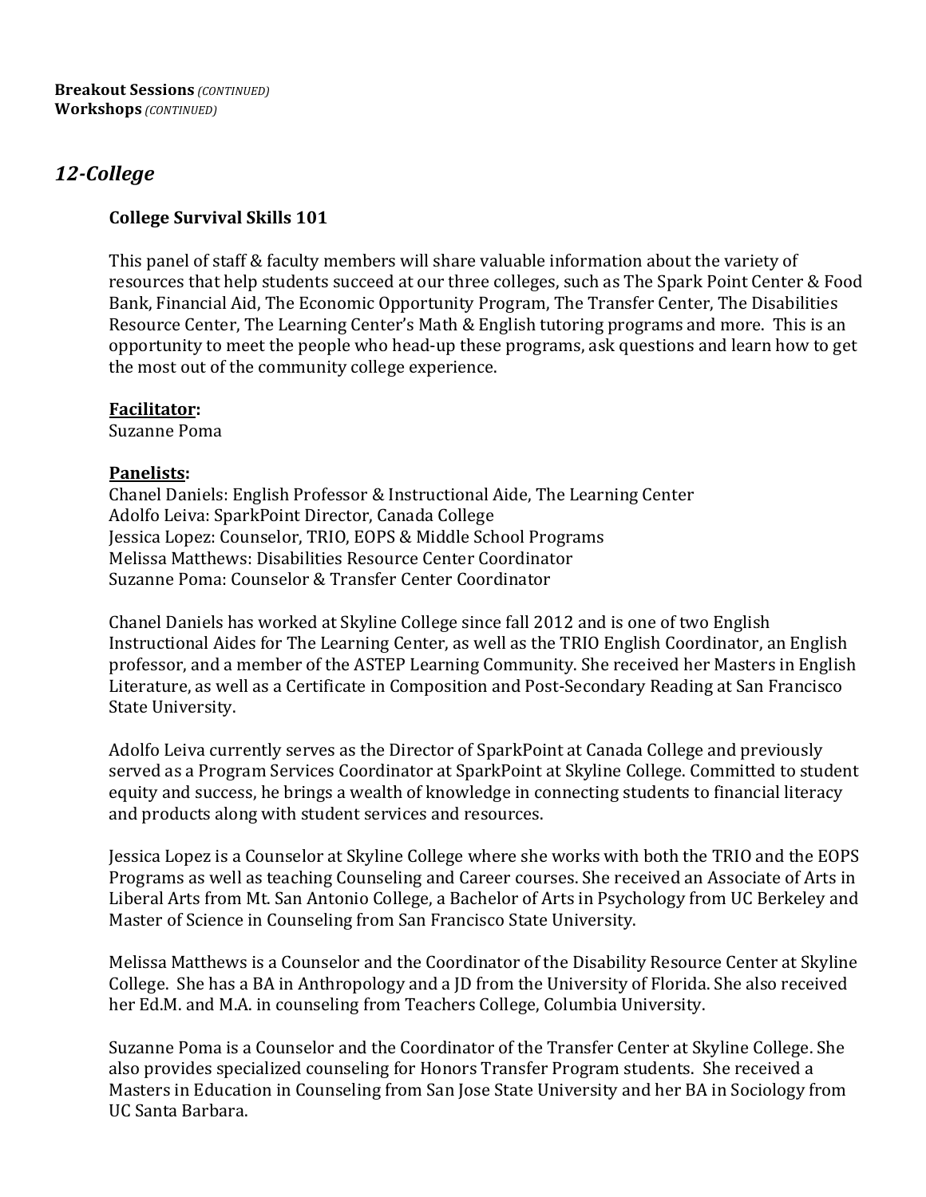**Breakout Sessions** *(CONTINUED)*
**Workshops** *(CONTINUED)*

## *12-College*

### College Survival Skills 101

This panel of staff & faculty members will share valuable information about the variety of resources that help students succeed at our three colleges, such as The Spark Point Center & Food Bank, Financial Aid, The Economic Opportunity Program, The Transfer Center, The Disabilities Resource Center, The Learning Center's Math & English tutoring programs and more. This is an opportunity to meet the people who head-up these programs, ask questions and learn how to get the most out of the community college experience.

**Facilitator:**
Suzanne Poma

**Panelists:**
Chanel Daniels: English Professor & Instructional Aide, The Learning Center
Adolfo Leiva: SparkPoint Director, Canada College
Jessica Lopez: Counselor, TRIO, EOPS & Middle School Programs
Melissa Matthews: Disabilities Resource Center Coordinator
Suzanne Poma: Counselor & Transfer Center Coordinator

Chanel Daniels has worked at Skyline College since fall 2012 and is one of two English Instructional Aides for The Learning Center, as well as the TRIO English Coordinator, an English professor, and a member of the ASTEP Learning Community. She received her Masters in English Literature, as well as a Certificate in Composition and Post-Secondary Reading at San Francisco State University.

Adolfo Leiva currently serves as the Director of SparkPoint at Canada College and previously served as a Program Services Coordinator at SparkPoint at Skyline College. Committed to student equity and success, he brings a wealth of knowledge in connecting students to financial literacy and products along with student services and resources.

Jessica Lopez is a Counselor at Skyline College where she works with both the TRIO and the EOPS Programs as well as teaching Counseling and Career courses. She received an Associate of Arts in Liberal Arts from Mt. San Antonio College, a Bachelor of Arts in Psychology from UC Berkeley and Master of Science in Counseling from San Francisco State University.

Melissa Matthews is a Counselor and the Coordinator of the Disability Resource Center at Skyline College. She has a BA in Anthropology and a JD from the University of Florida. She also received her Ed.M. and M.A. in counseling from Teachers College, Columbia University.

Suzanne Poma is a Counselor and the Coordinator of the Transfer Center at Skyline College. She also provides specialized counseling for Honors Transfer Program students. She received a Masters in Education in Counseling from San Jose State University and her BA in Sociology from UC Santa Barbara.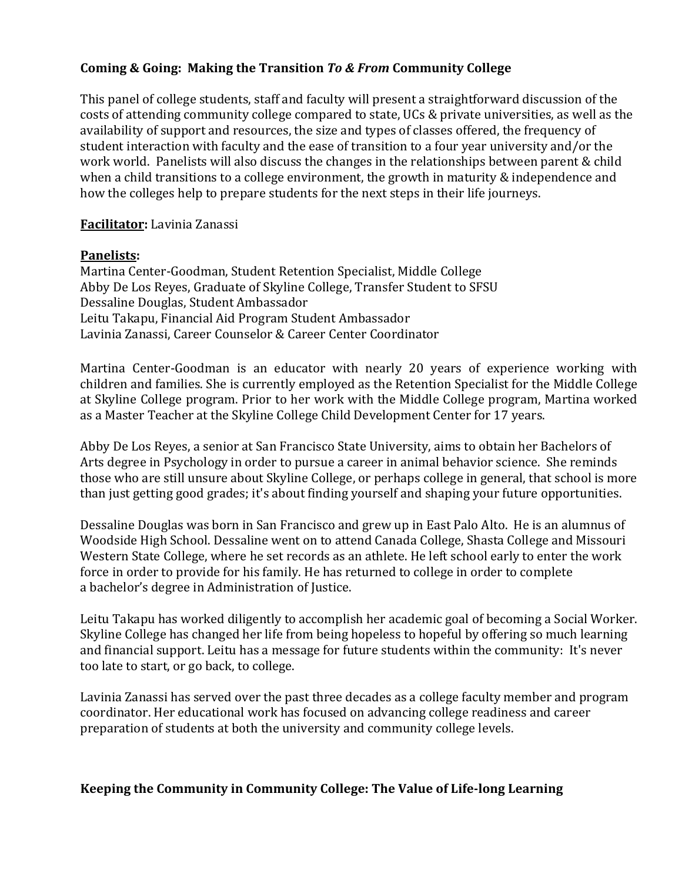**Coming & Going: Making the Transition *To & From* Community College**

This panel of college students, staff and faculty will present a straightforward discussion of the costs of attending community college compared to state, UCs & private universities, as well as the availability of support and resources, the size and types of classes offered, the frequency of student interaction with faculty and the ease of transition to a four year university and/or the work world. Panelists will also discuss the changes in the relationships between parent & child when a child transitions to a college environment, the growth in maturity & independence and how the colleges help to prepare students for the next steps in their life journeys.

**Facilitator:** Lavinia Zanassi

**Panelists:**
Martina Center-Goodman, Student Retention Specialist, Middle College
Abby De Los Reyes, Graduate of Skyline College, Transfer Student to SFSU
Dessaline Douglas, Student Ambassador
Leitu Takapu, Financial Aid Program Student Ambassador
Lavinia Zanassi, Career Counselor & Career Center Coordinator

Martina Center-Goodman is an educator with nearly 20 years of experience working with children and families. She is currently employed as the Retention Specialist for the Middle College at Skyline College program. Prior to her work with the Middle College program, Martina worked as a Master Teacher at the Skyline College Child Development Center for 17 years.

Abby De Los Reyes, a senior at San Francisco State University, aims to obtain her Bachelors of Arts degree in Psychology in order to pursue a career in animal behavior science. She reminds those who are still unsure about Skyline College, or perhaps college in general, that school is more than just getting good grades; it's about finding yourself and shaping your future opportunities.

Dessaline Douglas was born in San Francisco and grew up in East Palo Alto. He is an alumnus of Woodside High School. Dessaline went on to attend Canada College, Shasta College and Missouri Western State College, where he set records as an athlete. He left school early to enter the work force in order to provide for his family. He has returned to college in order to complete a bachelor's degree in Administration of Justice.

Leitu Takapu has worked diligently to accomplish her academic goal of becoming a Social Worker. Skyline College has changed her life from being hopeless to hopeful by offering so much learning and financial support. Leitu has a message for future students within the community: It's never too late to start, or go back, to college.

Lavinia Zanassi has served over the past three decades as a college faculty member and program coordinator. Her educational work has focused on advancing college readiness and career preparation of students at both the university and community college levels.

**Keeping the Community in Community College: The Value of Life-long Learning**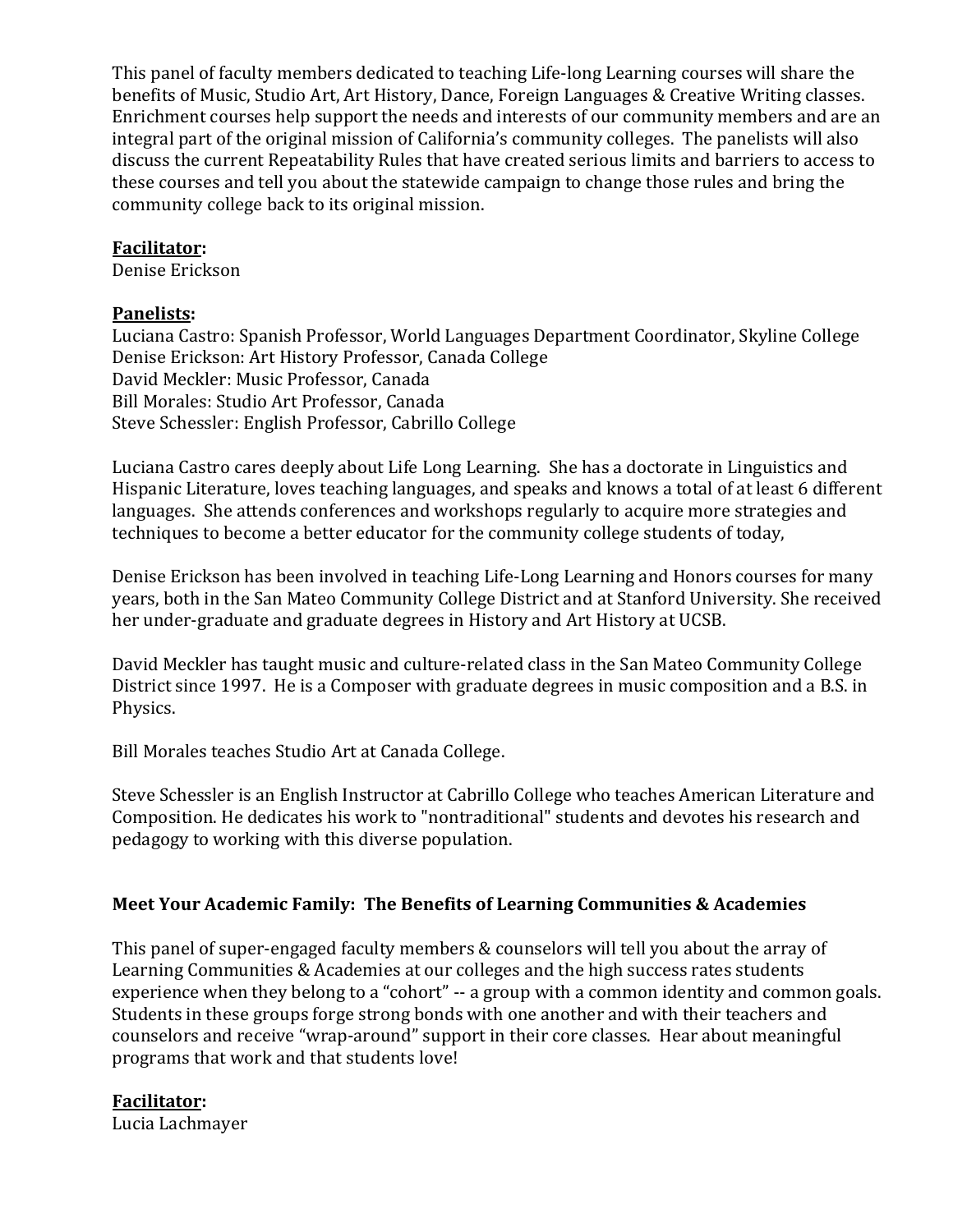This panel of faculty members dedicated to teaching Life-long Learning courses will share the benefits of Music, Studio Art, Art History, Dance, Foreign Languages & Creative Writing classes. Enrichment courses help support the needs and interests of our community members and are an integral part of the original mission of California's community colleges. The panelists will also discuss the current Repeatability Rules that have created serious limits and barriers to access to these courses and tell you about the statewide campaign to change those rules and bring the community college back to its original mission.

**Facilitator:**
Denise Erickson

**Panelists:**
Luciana Castro: Spanish Professor, World Languages Department Coordinator, Skyline College
Denise Erickson: Art History Professor, Canada College
David Meckler: Music Professor, Canada
Bill Morales: Studio Art Professor, Canada
Steve Schessler: English Professor, Cabrillo College

Luciana Castro cares deeply about Life Long Learning. She has a doctorate in Linguistics and Hispanic Literature, loves teaching languages, and speaks and knows a total of at least 6 different languages. She attends conferences and workshops regularly to acquire more strategies and techniques to become a better educator for the community college students of today,

Denise Erickson has been involved in teaching Life-Long Learning and Honors courses for many years, both in the San Mateo Community College District and at Stanford University. She received her under-graduate and graduate degrees in History and Art History at UCSB.

David Meckler has taught music and culture-related class in the San Mateo Community College District since 1997. He is a Composer with graduate degrees in music composition and a B.S. in Physics.

Bill Morales teaches Studio Art at Canada College.

Steve Schessler is an English Instructor at Cabrillo College who teaches American Literature and Composition. He dedicates his work to "nontraditional" students and devotes his research and pedagogy to working with this diverse population.

**Meet Your Academic Family: The Benefits of Learning Communities & Academies**

This panel of super-engaged faculty members & counselors will tell you about the array of Learning Communities & Academies at our colleges and the high success rates students experience when they belong to a "cohort" -- a group with a common identity and common goals. Students in these groups forge strong bonds with one another and with their teachers and counselors and receive "wrap-around" support in their core classes. Hear about meaningful programs that work and that students love!

**Facilitator:**
Lucia Lachmayer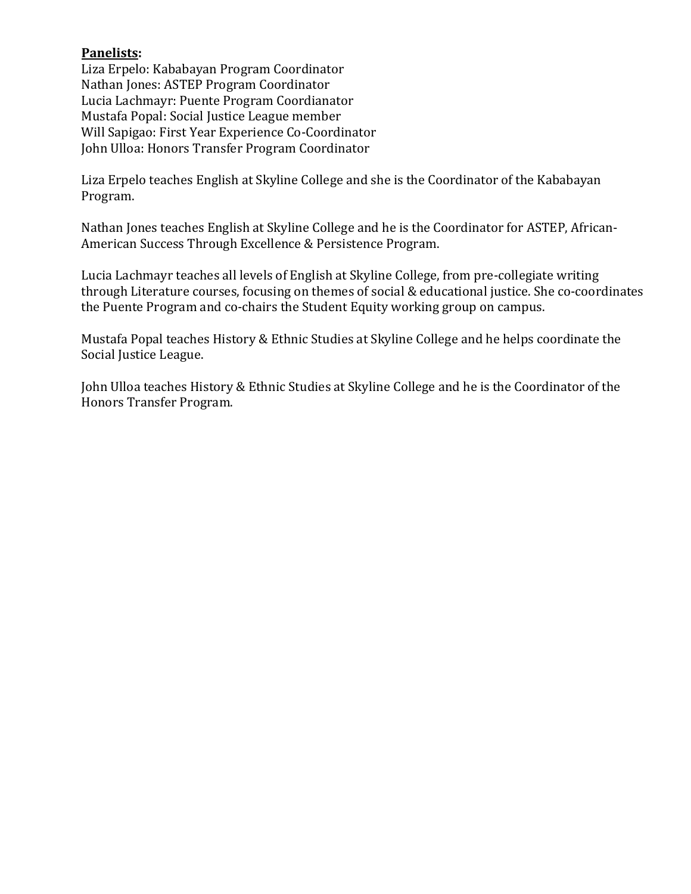**Panelists:**

Liza Erpelo: Kababayan Program Coordinator
Nathan Jones: ASTEP Program Coordinator
Lucia Lachmayr: Puente Program Coordianator
Mustafa Popal: Social Justice League member
Will Sapigao: First Year Experience Co-Coordinator
John Ulloa: Honors Transfer Program Coordinator

Liza Erpelo teaches English at Skyline College and she is the Coordinator of the Kababayan Program.

Nathan Jones teaches English at Skyline College and he is the Coordinator for ASTEP, African-American Success Through Excellence & Persistence Program.

Lucia Lachmayr teaches all levels of English at Skyline College, from pre-collegiate writing through Literature courses, focusing on themes of social & educational justice. She co-coordinates the Puente Program and co-chairs the Student Equity working group on campus.

Mustafa Popal teaches History & Ethnic Studies at Skyline College and he helps coordinate the Social Justice League.

John Ulloa teaches History & Ethnic Studies at Skyline College and he is the Coordinator of the Honors Transfer Program.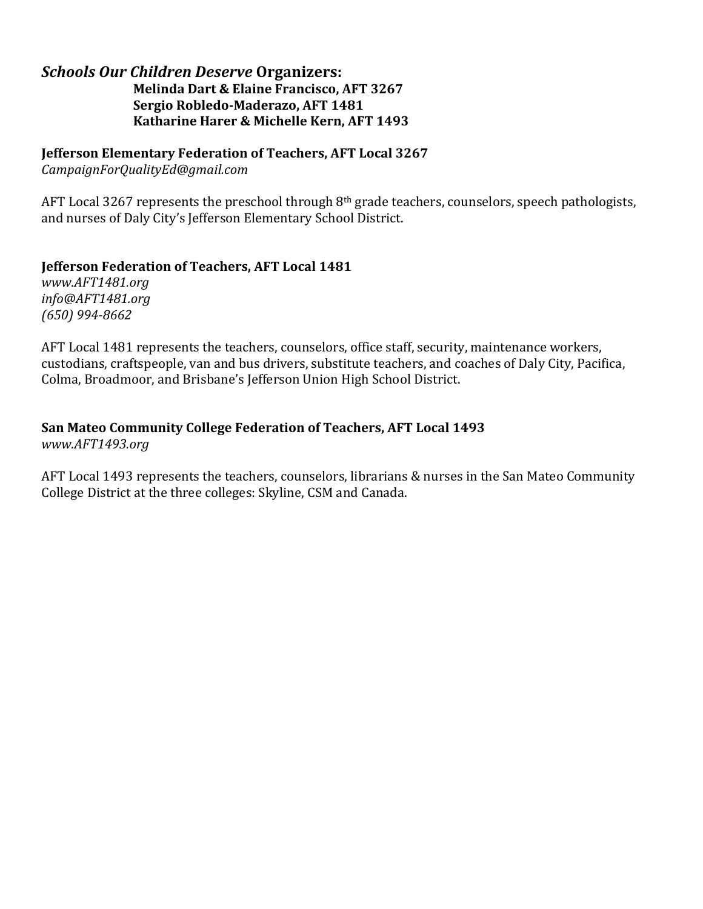## *Schools Our Children Deserve* Organizers:

**Melinda Dart & Elaine Francisco, AFT 3267**
**Sergio Robledo-Maderazo, AFT 1481**
**Katharine Harer & Michelle Kern, AFT 1493**

**Jefferson Elementary Federation of Teachers, AFT Local 3267**
*CampaignForQualityEd@gmail.com*

AFT Local 3267 represents the preschool through 8th grade teachers, counselors, speech pathologists, and nurses of Daly City's Jefferson Elementary School District.

**Jefferson Federation of Teachers, AFT Local 1481**
*www.AFT1481.org*
*info@AFT1481.org*
*(650) 994-8662*

AFT Local 1481 represents the teachers, counselors, office staff, security, maintenance workers, custodians, craftspeople, van and bus drivers, substitute teachers, and coaches of Daly City, Pacifica, Colma, Broadmoor, and Brisbane's Jefferson Union High School District.

**San Mateo Community College Federation of Teachers, AFT Local 1493**
*www.AFT1493.org*

AFT Local 1493 represents the teachers, counselors, librarians & nurses in the San Mateo Community College District at the three colleges: Skyline, CSM and Canada.